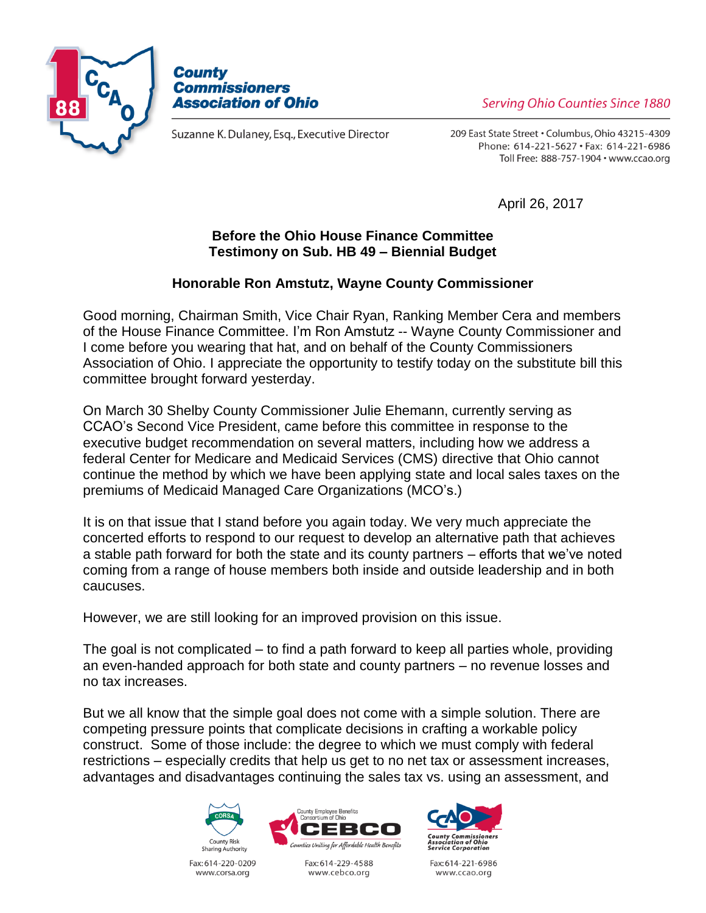**County Commissioners Association of Ohio**

*Serving Ohio Counties Since 1880*

Suzanne K. Dulaney, Esq., Executive Director

209 East State Street • Columbus, Ohio 43215-4309
Phone: 614-221-5627 • Fax: 614-221-6986
Toll Free: 888-757-1904 • www.ccao.org

April 26, 2017

**Before the Ohio House Finance Committee**
**Testimony on Sub. HB 49 – Biennial Budget**

**Honorable Ron Amstutz, Wayne County Commissioner**

Good morning, Chairman Smith, Vice Chair Ryan, Ranking Member Cera and members of the House Finance Committee. I'm Ron Amstutz -- Wayne County Commissioner and I come before you wearing that hat, and on behalf of the County Commissioners Association of Ohio. I appreciate the opportunity to testify today on the substitute bill this committee brought forward yesterday.

On March 30 Shelby County Commissioner Julie Ehemann, currently serving as CCAO's Second Vice President, came before this committee in response to the executive budget recommendation on several matters, including how we address a federal Center for Medicare and Medicaid Services (CMS) directive that Ohio cannot continue the method by which we have been applying state and local sales taxes on the premiums of Medicaid Managed Care Organizations (MCO's.)

It is on that issue that I stand before you again today. We very much appreciate the concerted efforts to respond to our request to develop an alternative path that achieves a stable path forward for both the state and its county partners – efforts that we've noted coming from a range of house members both inside and outside leadership and in both caucuses.

However, we are still looking for an improved provision on this issue.

The goal is not complicated – to find a path forward to keep all parties whole, providing an even-handed approach for both state and county partners – no revenue losses and no tax increases.

But we all know that the simple goal does not come with a simple solution. There are competing pressure points that complicate decisions in crafting a workable policy construct. Some of those include: the degree to which we must comply with federal restrictions – especially credits that help us get to no net tax or assessment increases, advantages and disadvantages continuing the sales tax vs. using an assessment, and

CORSA – County Risk Sharing Authority – Fax: 614-220-0209 – www.corsa.org

CEBCO – County Employee Benefits Consortium of Ohio – *Counties Uniting for Affordable Health Benefits* – Fax: 614-229-4588 – www.cebco.org

CCAO – County Commissioners Association of Ohio Service Corporation – Fax: 614-221-6986 – www.ccao.org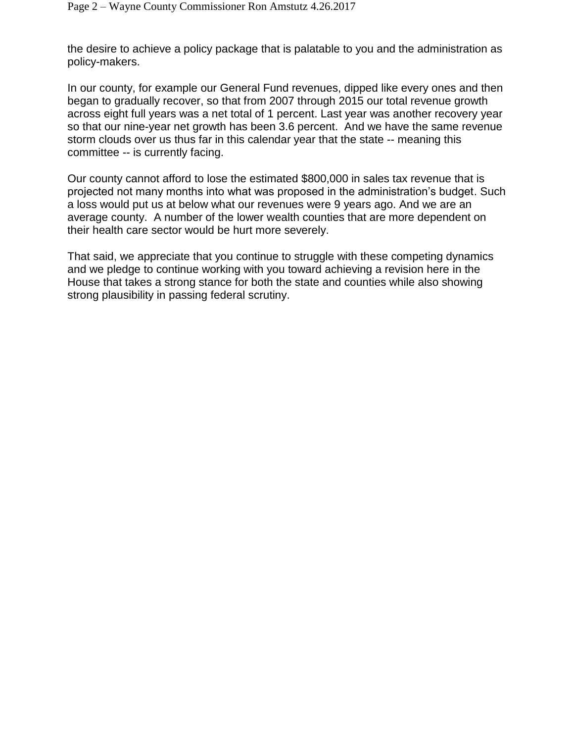the desire to achieve a policy package that is palatable to you and the administration as policy-makers.

In our county, for example our General Fund revenues, dipped like every ones and then began to gradually recover, so that from 2007 through 2015 our total revenue growth across eight full years was a net total of 1 percent. Last year was another recovery year so that our nine-year net growth has been 3.6 percent. And we have the same revenue storm clouds over us thus far in this calendar year that the state -- meaning this committee -- is currently facing.

Our county cannot afford to lose the estimated $800,000 in sales tax revenue that is projected not many months into what was proposed in the administration's budget. Such a loss would put us at below what our revenues were 9 years ago. And we are an average county. A number of the lower wealth counties that are more dependent on their health care sector would be hurt more severely.

That said, we appreciate that you continue to struggle with these competing dynamics and we pledge to continue working with you toward achieving a revision here in the House that takes a strong stance for both the state and counties while also showing strong plausibility in passing federal scrutiny.